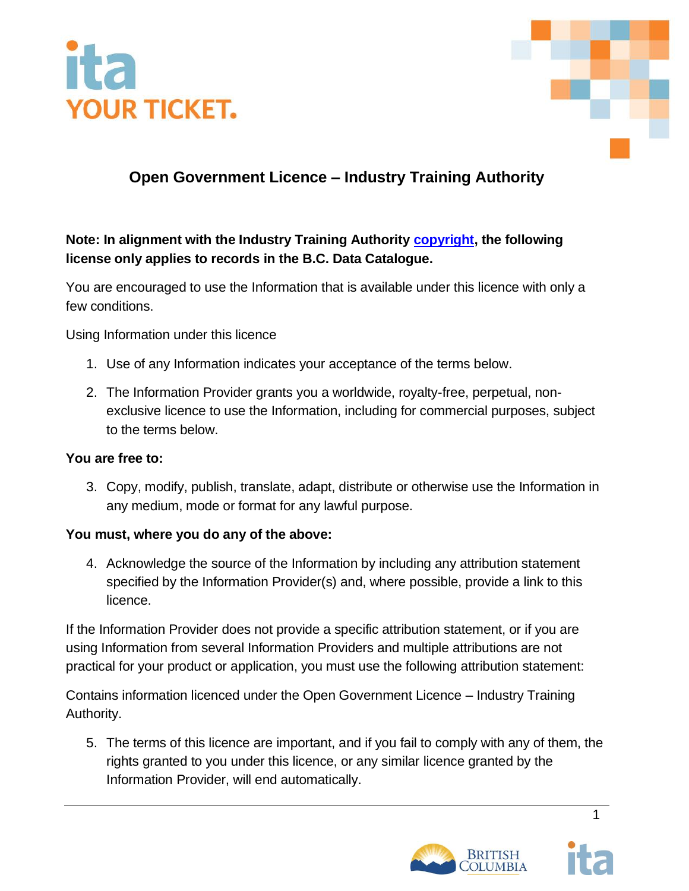# Open Government Licence – Industry Training Authority

**Note: In alignment with the Industry Training Authority [copyright](), the following license only applies to records in the B.C. Data Catalogue.**

You are encouraged to use the Information that is available under this licence with only a few conditions.

Using Information under this licence

1. Use of any Information indicates your acceptance of the terms below.
2. The Information Provider grants you a worldwide, royalty-free, perpetual, non-exclusive licence to use the Information, including for commercial purposes, subject to the terms below.

**You are free to:**

3. Copy, modify, publish, translate, adapt, distribute or otherwise use the Information in any medium, mode or format for any lawful purpose.

**You must, where you do any of the above:**

4. Acknowledge the source of the Information by including any attribution statement specified by the Information Provider(s) and, where possible, provide a link to this licence.

If the Information Provider does not provide a specific attribution statement, or if you are using Information from several Information Providers and multiple attributions are not practical for your product or application, you must use the following attribution statement:

Contains information licenced under the Open Government Licence – Industry Training Authority.

5. The terms of this licence are important, and if you fail to comply with any of them, the rights granted to you under this licence, or any similar licence granted by the Information Provider, will end automatically.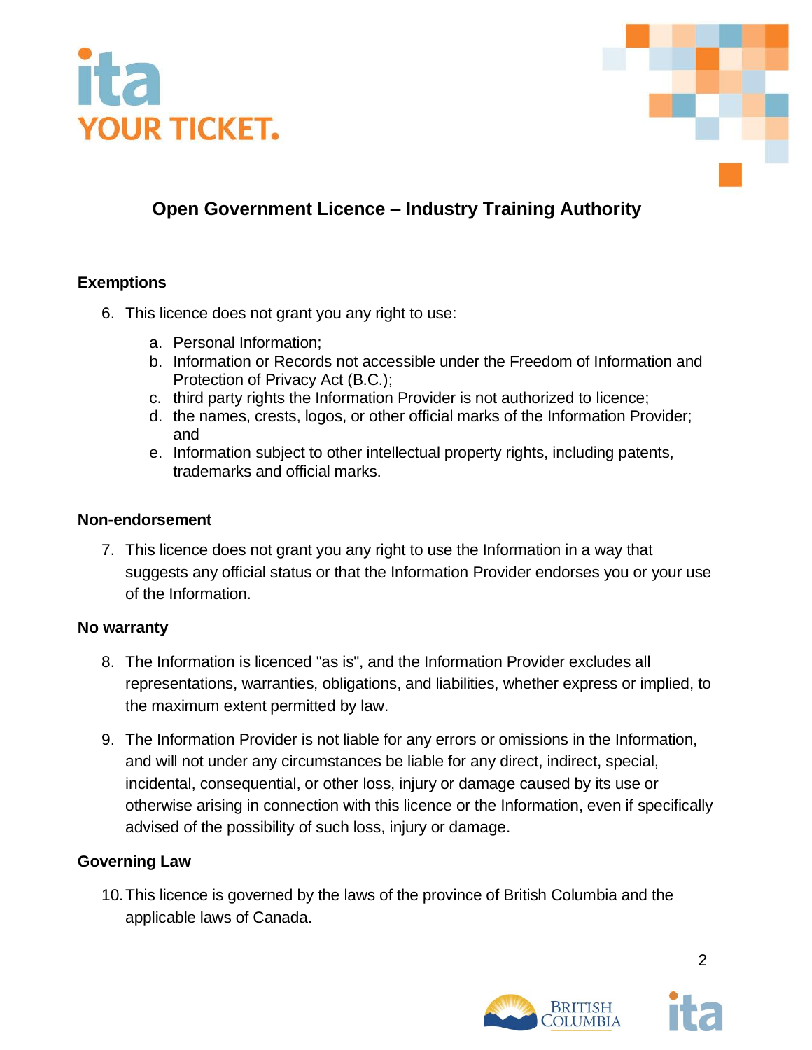## Open Government Licence – Industry Training Authority

### Exemptions

6. This licence does not grant you any right to use:

    a. Personal Information;
    b. Information or Records not accessible under the Freedom of Information and Protection of Privacy Act (B.C.);
    c. third party rights the Information Provider is not authorized to licence;
    d. the names, crests, logos, or other official marks of the Information Provider; and
    e. Information subject to other intellectual property rights, including patents, trademarks and official marks.

### Non-endorsement

7. This licence does not grant you any right to use the Information in a way that suggests any official status or that the Information Provider endorses you or your use of the Information.

### No warranty

8. The Information is licenced "as is", and the Information Provider excludes all representations, warranties, obligations, and liabilities, whether express or implied, to the maximum extent permitted by law.

9. The Information Provider is not liable for any errors or omissions in the Information, and will not under any circumstances be liable for any direct, indirect, special, incidental, consequential, or other loss, injury or damage caused by its use or otherwise arising in connection with this licence or the Information, even if specifically advised of the possibility of such loss, injury or damage.

### Governing Law

10. This licence is governed by the laws of the province of British Columbia and the applicable laws of Canada.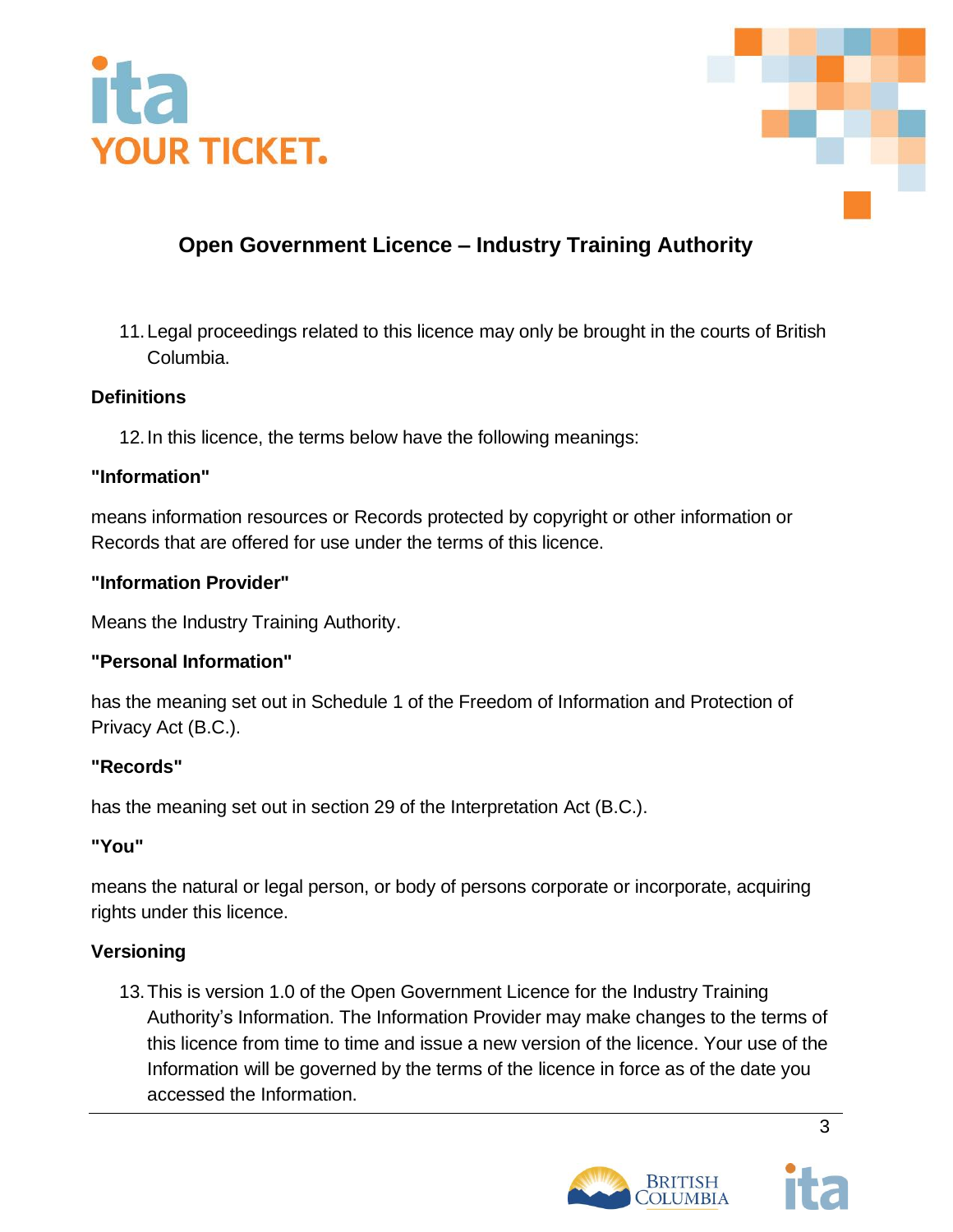# Open Government Licence – Industry Training Authority

11. Legal proceedings related to this licence may only be brought in the courts of British Columbia.

## Definitions

12. In this licence, the terms below have the following meanings:

**"Information"**

means information resources or Records protected by copyright or other information or Records that are offered for use under the terms of this licence.

**"Information Provider"**

Means the Industry Training Authority.

**"Personal Information"**

has the meaning set out in Schedule 1 of the Freedom of Information and Protection of Privacy Act (B.C.).

**"Records"**

has the meaning set out in section 29 of the Interpretation Act (B.C.).

**"You"**

means the natural or legal person, or body of persons corporate or incorporate, acquiring rights under this licence.

## Versioning

13. This is version 1.0 of the Open Government Licence for the Industry Training Authority's Information. The Information Provider may make changes to the terms of this licence from time to time and issue a new version of the licence. Your use of the Information will be governed by the terms of the licence in force as of the date you accessed the Information.